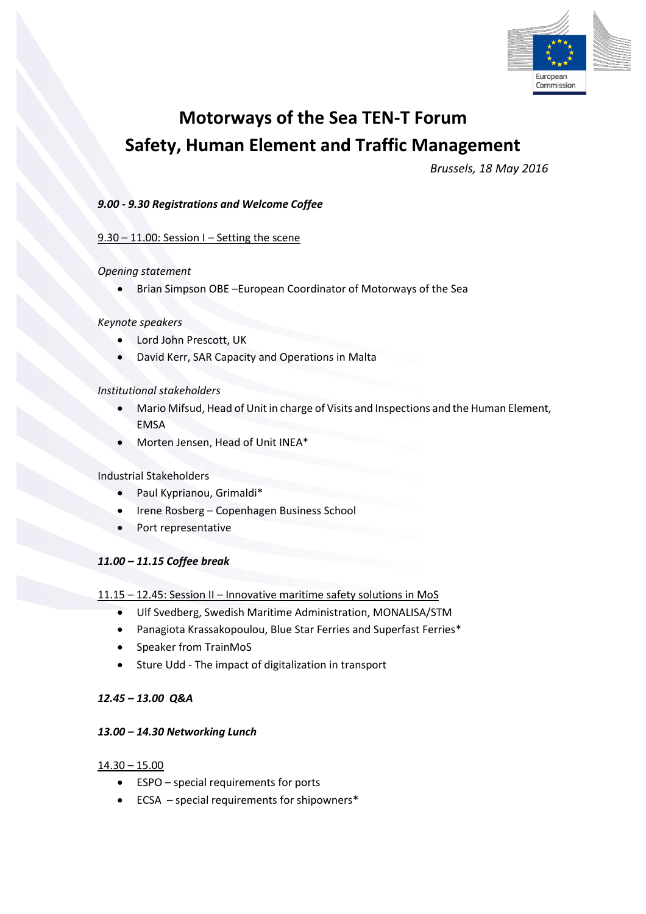# Motorways of the Sea TEN-T Forum
# Safety, Human Element and Traffic Management

*Brussels, 18 May 2016*

***9.00 - 9.30 Registrations and Welcome Coffee***

9.30 – 11.00: Session I – Setting the scene

*Opening statement*

- Brian Simpson OBE –European Coordinator of Motorways of the Sea

*Keynote speakers*

- Lord John Prescott, UK
- David Kerr, SAR Capacity and Operations in Malta

*Institutional stakeholders*

- Mario Mifsud, Head of Unit in charge of Visits and Inspections and the Human Element, EMSA
- Morten Jensen, Head of Unit INEA*

Industrial Stakeholders

- Paul Kyprianou, Grimaldi*
- Irene Rosberg – Copenhagen Business School
- Port representative

***11.00 – 11.15 Coffee break***

11.15 – 12.45: Session II – Innovative maritime safety solutions in MoS

- Ulf Svedberg, Swedish Maritime Administration, MONALISA/STM
- Panagiota Krassakopoulou, Blue Star Ferries and Superfast Ferries*
- Speaker from TrainMoS
- Sture Udd - The impact of digitalization in transport

***12.45 – 13.00 Q&A***

***13.00 – 14.30 Networking Lunch***

14.30 – 15.00

- ESPO – special requirements for ports
- ECSA – special requirements for shipowners*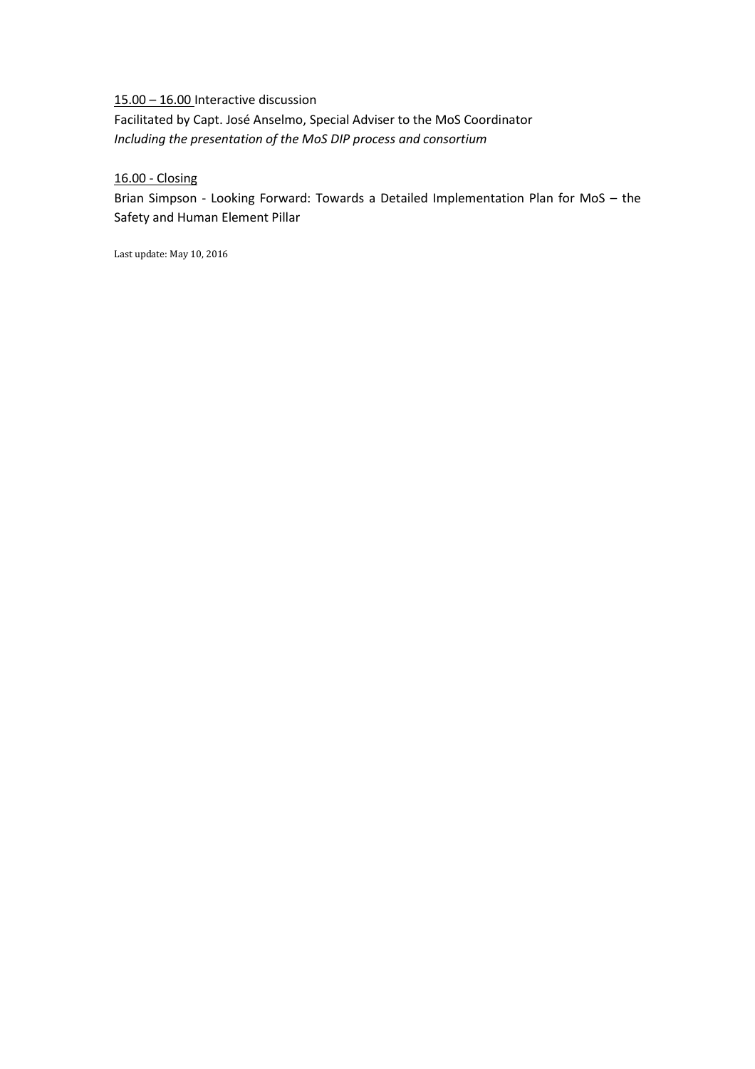15.00 – 16.00 Interactive discussion

Facilitated by Capt. José Anselmo, Special Adviser to the MoS Coordinator

*Including the presentation of the MoS DIP process and consortium*

16.00 - Closing

Brian Simpson - Looking Forward: Towards a Detailed Implementation Plan for MoS – the Safety and Human Element Pillar

Last update: May 10, 2016